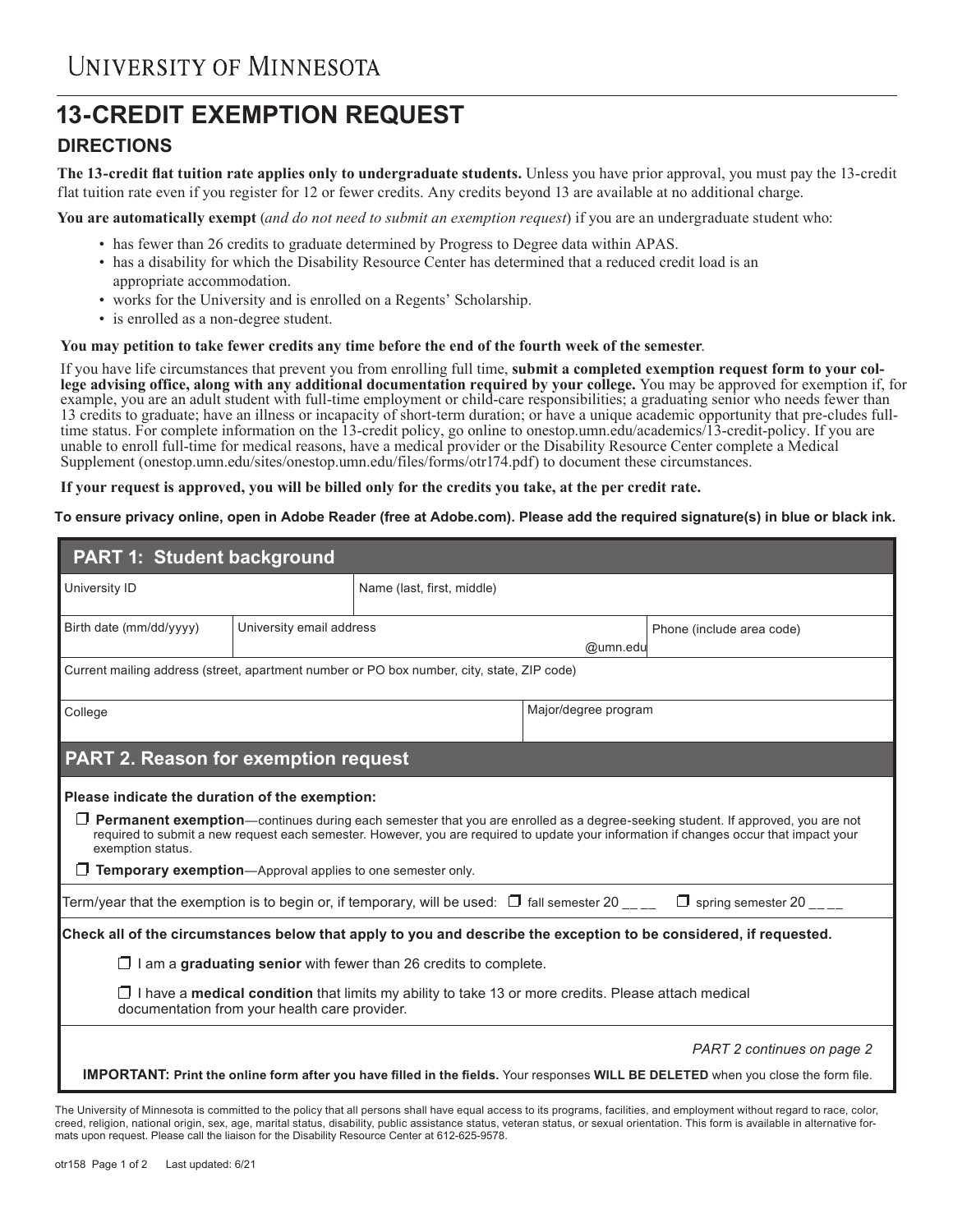UNIVERSITY OF MINNESOTA

# 13-CREDIT EXEMPTION REQUEST

## DIRECTIONS

**The 13-credit flat tuition rate applies only to undergraduate students.** Unless you have prior approval, you must pay the 13-credit flat tuition rate even if you register for 12 or fewer credits. Any credits beyond 13 are available at no additional charge.

**You are automatically exempt** (*and do not need to submit an exemption request*) if you are an undergraduate student who:

- has fewer than 26 credits to graduate determined by Progress to Degree data within APAS.
- has a disability for which the Disability Resource Center has determined that a reduced credit load is an appropriate accommodation.
- works for the University and is enrolled on a Regents' Scholarship.
- is enrolled as a non-degree student.

**You may petition to take fewer credits any time before the end of the fourth week of the semester**.

If you have life circumstances that prevent you from enrolling full time, **submit a completed exemption request form to your college advising office, along with any additional documentation required by your college.** You may be approved for exemption if, for example, you are an adult student with full-time employment or child-care responsibilities; a graduating senior who needs fewer than 13 credits to graduate; have an illness or incapacity of short-term duration; or have a unique academic opportunity that pre-cludes full-time status. For complete information on the 13-credit policy, go online to onestop.umn.edu/academics/13-credit-policy. If you are unable to enroll full-time for medical reasons, have a medical provider or the Disability Resource Center complete a Medical Supplement (onestop.umn.edu/sites/onestop.umn.edu/files/forms/otr174.pdf) to document these circumstances.

**If your request is approved, you will be billed only for the credits you take, at the per credit rate.**

**To ensure privacy online, open in Adobe Reader (free at Adobe.com). Please add the required signature(s) in blue or black ink.**

## PART 1: Student background

| University ID | | Name (last, first, middle) | |
|---|---|---|---|
| Birth date (mm/dd/yyyy) | University email address | @umn.edu | Phone (include area code) |
| Current mailing address (street, apartment number or PO box number, city, state, ZIP code) | | | |
| College | | Major/degree program | |

## PART 2. Reason for exemption request

**Please indicate the duration of the exemption:**

☐ **Permanent exemption**—continues during each semester that you are enrolled as a degree-seeking student. If approved, you are not required to submit a new request each semester. However, you are required to update your information if changes occur that impact your exemption status.

☐ **Temporary exemption**—Approval applies to one semester only.

Term/year that the exemption is to begin or, if temporary, will be used: ☐ fall semester 20 __ __ ☐ spring semester 20 __ __

**Check all of the circumstances below that apply to you and describe the exception to be considered, if requested.**

☐ I am a **graduating senior** with fewer than 26 credits to complete.

☐ I have a **medical condition** that limits my ability to take 13 or more credits. Please attach medical documentation from your health care provider.

*PART 2 continues on page 2*

**IMPORTANT: Print the online form after you have filled in the fields.** Your responses **WILL BE DELETED** when you close the form file.

The University of Minnesota is committed to the policy that all persons shall have equal access to its programs, facilities, and employment without regard to race, color, creed, religion, national origin, sex, age, marital status, disability, public assistance status, veteran status, or sexual orientation. This form is available in alternative formats upon request. Please call the liaison for the Disability Resource Center at 612-625-9578.

otr158 Last updated: 6/21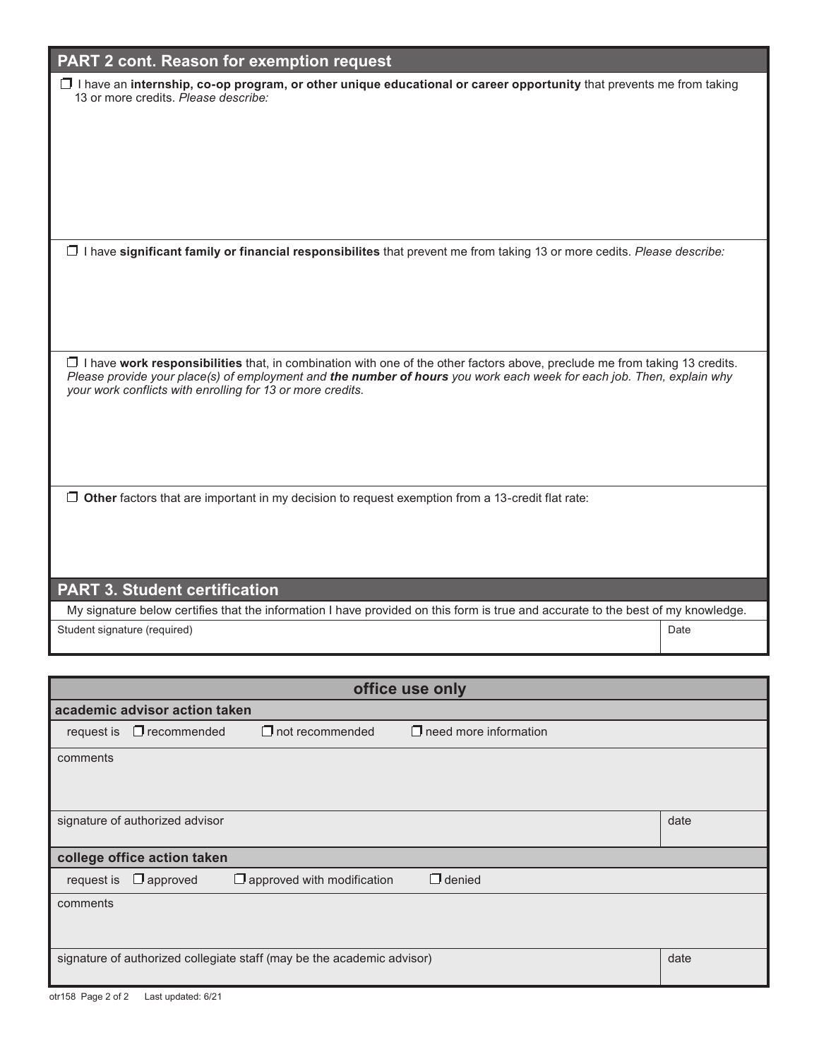## PART 2 cont. Reason for exemption request

☐ I have an **internship, co-op program, or other unique educational or career opportunity** that prevents me from taking 13 or more credits. *Please describe:*

☐ I have **significant family or financial responsibilites** that prevent me from taking 13 or more cedits. *Please describe:*

☐ I have **work responsibilities** that, in combination with one of the other factors above, preclude me from taking 13 credits. *Please provide your place(s) of employment and* ***the number of hours*** *you work each week for each job. Then, explain why your work conflicts with enrolling for 13 or more credits.*

☐ **Other** factors that are important in my decision to request exemption from a 13-credit flat rate:

## PART 3. Student certification

My signature below certifies that the information I have provided on this form is true and accurate to the best of my knowledge.

| Student signature (required) | Date |
|---|---|
| | |

## office use only

**academic advisor action taken**

request is ☐ recommended ☐ not recommended ☐ need more information

comments

| signature of authorized advisor | date |
|---|---|
| | |

**college office action taken**

request is ☐ approved ☐ approved with modification ☐ denied

comments

| signature of authorized collegiate staff (may be the academic advisor) | date |
|---|---|
| | |

otr158 Last updated: 6/21